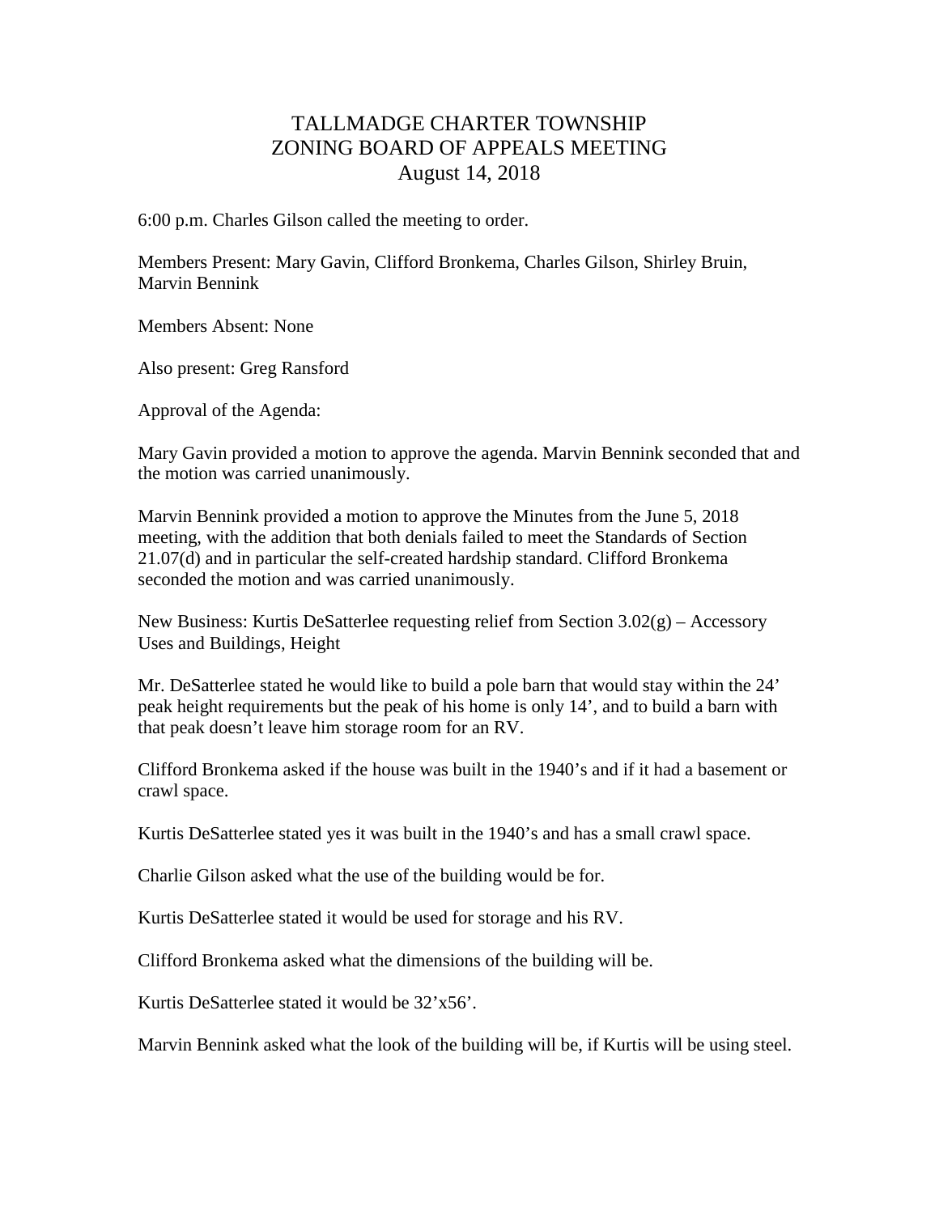# TALLMADGE CHARTER TOWNSHIP
# ZONING BOARD OF APPEALS MEETING
# August 14, 2018

6:00 p.m. Charles Gilson called the meeting to order.

Members Present: Mary Gavin, Clifford Bronkema, Charles Gilson, Shirley Bruin, Marvin Bennink

Members Absent: None

Also present: Greg Ransford

Approval of the Agenda:

Mary Gavin provided a motion to approve the agenda. Marvin Bennink seconded that and the motion was carried unanimously.

Marvin Bennink provided a motion to approve the Minutes from the June 5, 2018 meeting, with the addition that both denials failed to meet the Standards of Section 21.07(d) and in particular the self-created hardship standard. Clifford Bronkema seconded the motion and was carried unanimously.

New Business: Kurtis DeSatterlee requesting relief from Section 3.02(g) – Accessory Uses and Buildings, Height

Mr. DeSatterlee stated he would like to build a pole barn that would stay within the 24' peak height requirements but the peak of his home is only 14', and to build a barn with that peak doesn't leave him storage room for an RV.

Clifford Bronkema asked if the house was built in the 1940's and if it had a basement or crawl space.

Kurtis DeSatterlee stated yes it was built in the 1940's and has a small crawl space.

Charlie Gilson asked what the use of the building would be for.

Kurtis DeSatterlee stated it would be used for storage and his RV.

Clifford Bronkema asked what the dimensions of the building will be.

Kurtis DeSatterlee stated it would be 32'x56'.

Marvin Bennink asked what the look of the building will be, if Kurtis will be using steel.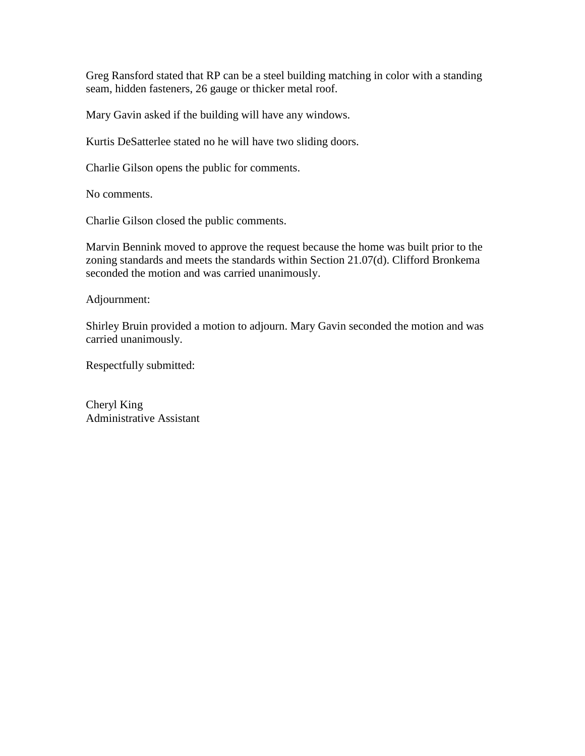Greg Ransford stated that RP can be a steel building matching in color with a standing seam, hidden fasteners, 26 gauge or thicker metal roof.

Mary Gavin asked if the building will have any windows.

Kurtis DeSatterlee stated no he will have two sliding doors.

Charlie Gilson opens the public for comments.

No comments.

Charlie Gilson closed the public comments.

Marvin Bennink moved to approve the request because the home was built prior to the zoning standards and meets the standards within Section 21.07(d). Clifford Bronkema seconded the motion and was carried unanimously.

Adjournment:

Shirley Bruin provided a motion to adjourn. Mary Gavin seconded the motion and was carried unanimously.

Respectfully submitted:

Cheryl King
Administrative Assistant